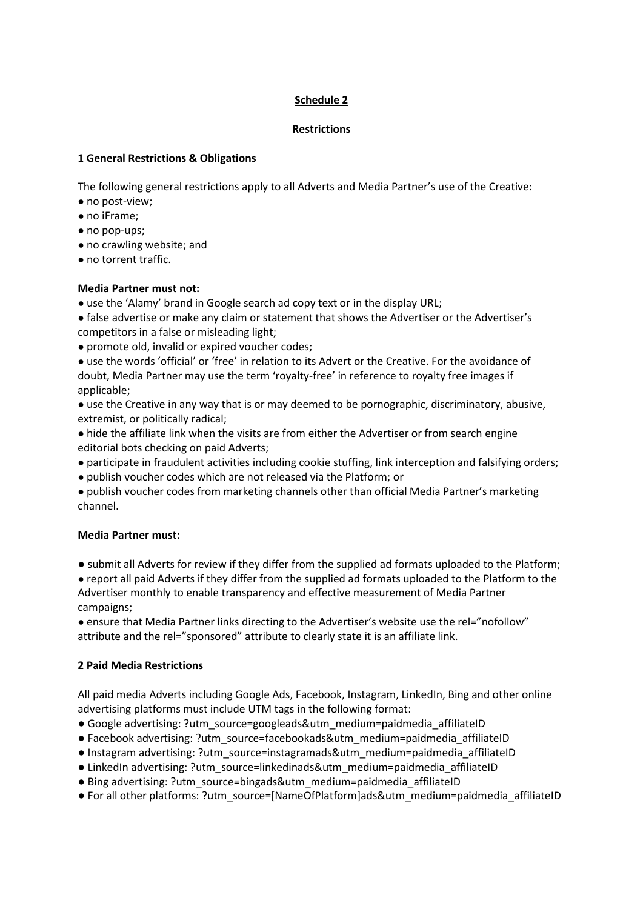# Schedule 2

## Restrictions

### 1 General Restrictions & Obligations

The following general restrictions apply to all Adverts and Media Partner's use of the Creative:

- no post-view;
- no iFrame;
- no pop-ups;
- no crawling website; and
- no torrent traffic.

**Media Partner must not:**

- use the 'Alamy' brand in Google search ad copy text or in the display URL;
- false advertise or make any claim or statement that shows the Advertiser or the Advertiser's competitors in a false or misleading light;
- promote old, invalid or expired voucher codes;
- use the words 'official' or 'free' in relation to its Advert or the Creative. For the avoidance of doubt, Media Partner may use the term 'royalty-free' in reference to royalty free images if applicable;
- use the Creative in any way that is or may deemed to be pornographic, discriminatory, abusive, extremist, or politically radical;
- hide the affiliate link when the visits are from either the Advertiser or from search engine editorial bots checking on paid Adverts;
- participate in fraudulent activities including cookie stuffing, link interception and falsifying orders;
- publish voucher codes which are not released via the Platform; or
- publish voucher codes from marketing channels other than official Media Partner's marketing channel.

**Media Partner must:**

- submit all Adverts for review if they differ from the supplied ad formats uploaded to the Platform;
- report all paid Adverts if they differ from the supplied ad formats uploaded to the Platform to the Advertiser monthly to enable transparency and effective measurement of Media Partner campaigns;
- ensure that Media Partner links directing to the Advertiser's website use the rel="nofollow" attribute and the rel="sponsored" attribute to clearly state it is an affiliate link.

### 2 Paid Media Restrictions

All paid media Adverts including Google Ads, Facebook, Instagram, LinkedIn, Bing and other online advertising platforms must include UTM tags in the following format:

- Google advertising: ?utm_source=googleads&utm_medium=paidmedia_affiliateID
- Facebook advertising: ?utm_source=facebookads&utm_medium=paidmedia_affiliateID
- Instagram advertising: ?utm_source=instagramads&utm_medium=paidmedia_affiliateID
- LinkedIn advertising: ?utm_source=linkedinads&utm_medium=paidmedia_affiliateID
- Bing advertising: ?utm_source=bingads&utm_medium=paidmedia_affiliateID
- For all other platforms: ?utm_source=[NameOfPlatform]ads&utm_medium=paidmedia_affiliateID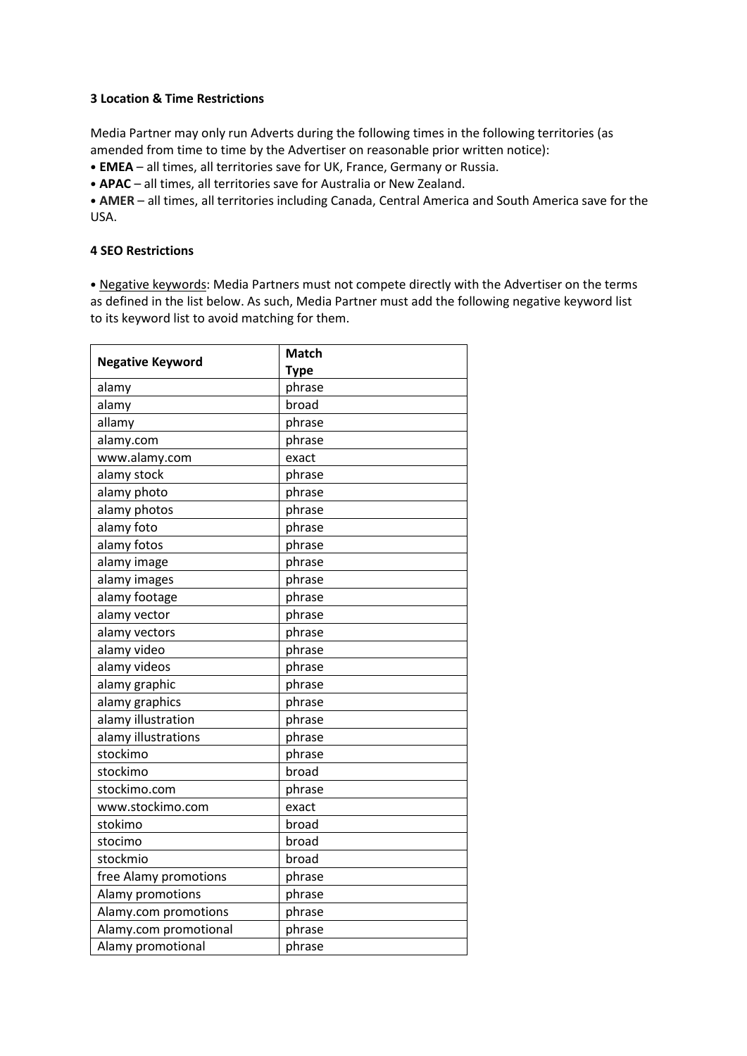**3 Location & Time Restrictions**

Media Partner may only run Adverts during the following times in the following territories (as amended from time to time by the Advertiser on reasonable prior written notice):

- **EMEA** – all times, all territories save for UK, France, Germany or Russia.
- **APAC** – all times, all territories save for Australia or New Zealand.
- **AMER** – all times, all territories including Canada, Central America and South America save for the USA.

**4 SEO Restrictions**

- Negative keywords: Media Partners must not compete directly with the Advertiser on the terms as defined in the list below. As such, Media Partner must add the following negative keyword list to its keyword list to avoid matching for them.

| Negative Keyword | Match Type |
|---|---|
| alamy | phrase |
| alamy | broad |
| allamy | phrase |
| alamy.com | phrase |
| www.alamy.com | exact |
| alamy stock | phrase |
| alamy photo | phrase |
| alamy photos | phrase |
| alamy foto | phrase |
| alamy fotos | phrase |
| alamy image | phrase |
| alamy images | phrase |
| alamy footage | phrase |
| alamy vector | phrase |
| alamy vectors | phrase |
| alamy video | phrase |
| alamy videos | phrase |
| alamy graphic | phrase |
| alamy graphics | phrase |
| alamy illustration | phrase |
| alamy illustrations | phrase |
| stockimo | phrase |
| stockimo | broad |
| stockimo.com | phrase |
| www.stockimo.com | exact |
| stokimo | broad |
| stocimo | broad |
| stockmio | broad |
| free Alamy promotions | phrase |
| Alamy promotions | phrase |
| Alamy.com promotions | phrase |
| Alamy.com promotional | phrase |
| Alamy promotional | phrase |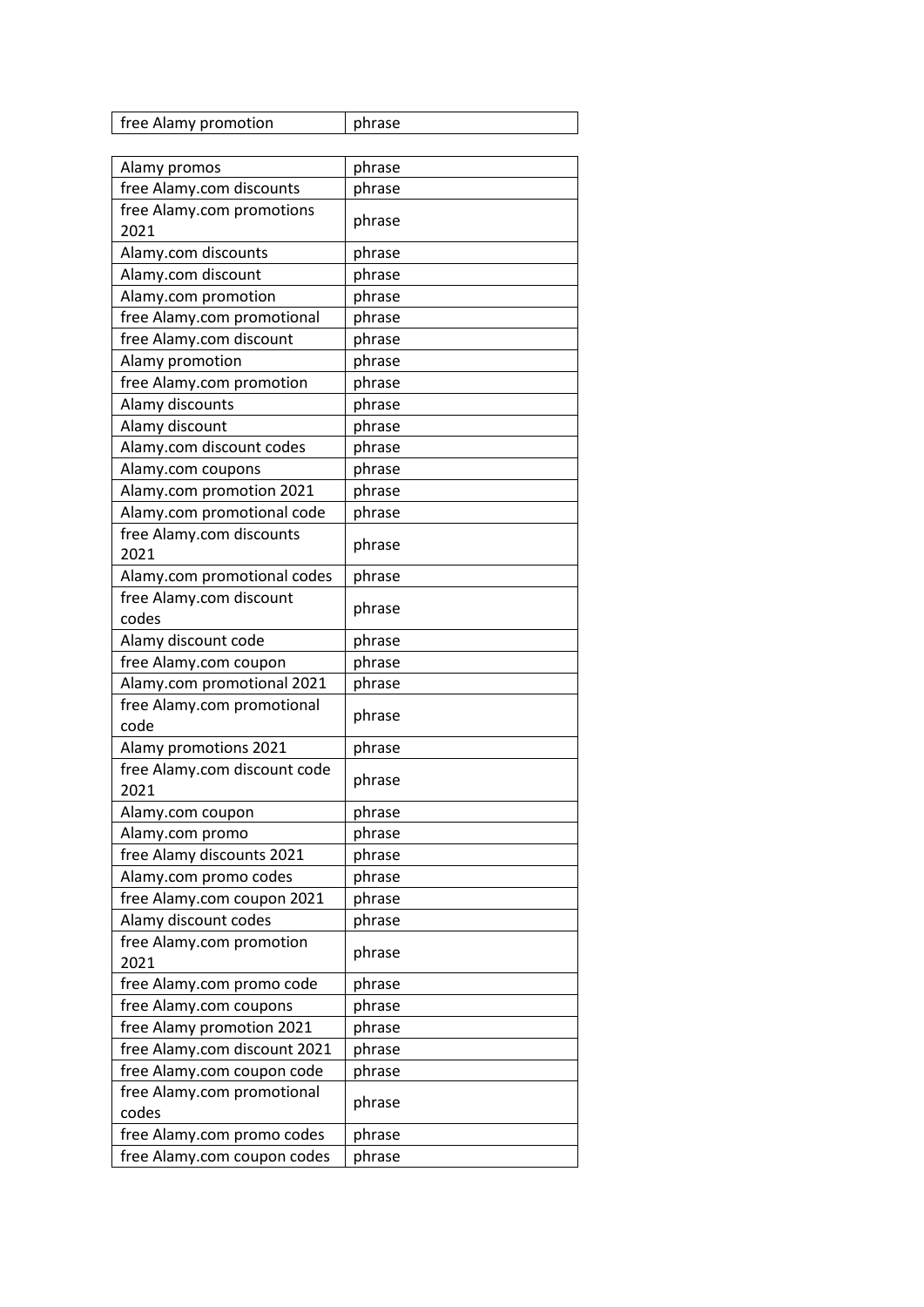| free Alamy promotion | phrase |
|---|---|

| Alamy promos | phrase |
|---|---|
| free Alamy.com discounts | phrase |
| free Alamy.com promotions 2021 | phrase |
| Alamy.com discounts | phrase |
| Alamy.com discount | phrase |
| Alamy.com promotion | phrase |
| free Alamy.com promotional | phrase |
| free Alamy.com discount | phrase |
| Alamy promotion | phrase |
| free Alamy.com promotion | phrase |
| Alamy discounts | phrase |
| Alamy discount | phrase |
| Alamy.com discount codes | phrase |
| Alamy.com coupons | phrase |
| Alamy.com promotion 2021 | phrase |
| Alamy.com promotional code | phrase |
| free Alamy.com discounts 2021 | phrase |
| Alamy.com promotional codes | phrase |
| free Alamy.com discount codes | phrase |
| Alamy discount code | phrase |
| free Alamy.com coupon | phrase |
| Alamy.com promotional 2021 | phrase |
| free Alamy.com promotional code | phrase |
| Alamy promotions 2021 | phrase |
| free Alamy.com discount code 2021 | phrase |
| Alamy.com coupon | phrase |
| Alamy.com promo | phrase |
| free Alamy discounts 2021 | phrase |
| Alamy.com promo codes | phrase |
| free Alamy.com coupon 2021 | phrase |
| Alamy discount codes | phrase |
| free Alamy.com promotion 2021 | phrase |
| free Alamy.com promo code | phrase |
| free Alamy.com coupons | phrase |
| free Alamy promotion 2021 | phrase |
| free Alamy.com discount 2021 | phrase |
| free Alamy.com coupon code | phrase |
| free Alamy.com promotional codes | phrase |
| free Alamy.com promo codes | phrase |
| free Alamy.com coupon codes | phrase |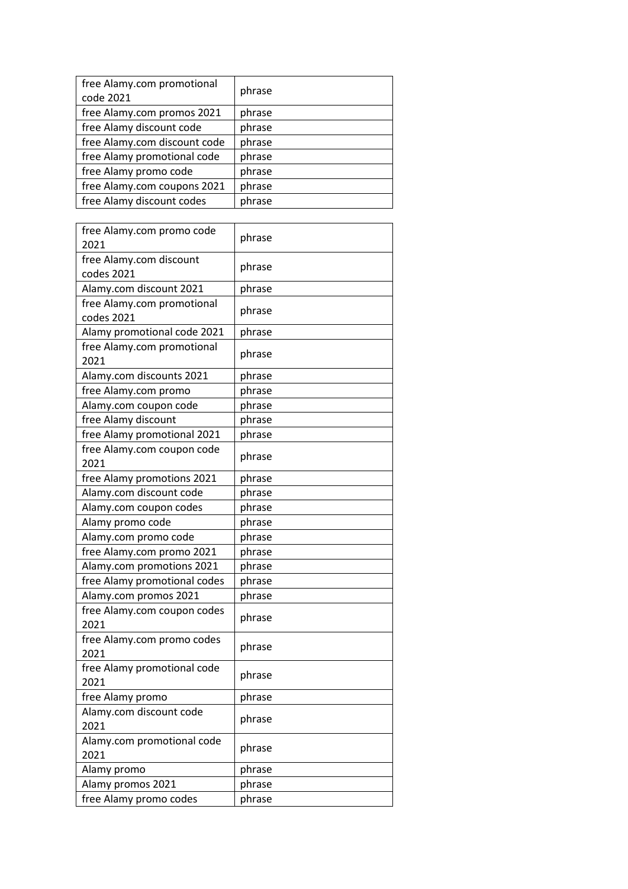| free Alamy.com promotional code 2021 | phrase |
|---|---|
| free Alamy.com promos 2021 | phrase |
| free Alamy discount code | phrase |
| free Alamy.com discount code | phrase |
| free Alamy promotional code | phrase |
| free Alamy promo code | phrase |
| free Alamy.com coupons 2021 | phrase |
| free Alamy discount codes | phrase |

| free Alamy.com promo code 2021 | phrase |
|---|---|
| free Alamy.com discount codes 2021 | phrase |
| Alamy.com discount 2021 | phrase |
| free Alamy.com promotional codes 2021 | phrase |
| Alamy promotional code 2021 | phrase |
| free Alamy.com promotional 2021 | phrase |
| Alamy.com discounts 2021 | phrase |
| free Alamy.com promo | phrase |
| Alamy.com coupon code | phrase |
| free Alamy discount | phrase |
| free Alamy promotional 2021 | phrase |
| free Alamy.com coupon code 2021 | phrase |
| free Alamy promotions 2021 | phrase |
| Alamy.com discount code | phrase |
| Alamy.com coupon codes | phrase |
| Alamy promo code | phrase |
| Alamy.com promo code | phrase |
| free Alamy.com promo 2021 | phrase |
| Alamy.com promotions 2021 | phrase |
| free Alamy promotional codes | phrase |
| Alamy.com promos 2021 | phrase |
| free Alamy.com coupon codes 2021 | phrase |
| free Alamy.com promo codes 2021 | phrase |
| free Alamy promotional code 2021 | phrase |
| free Alamy promo | phrase |
| Alamy.com discount code 2021 | phrase |
| Alamy.com promotional code 2021 | phrase |
| Alamy promo | phrase |
| Alamy promos 2021 | phrase |
| free Alamy promo codes | phrase |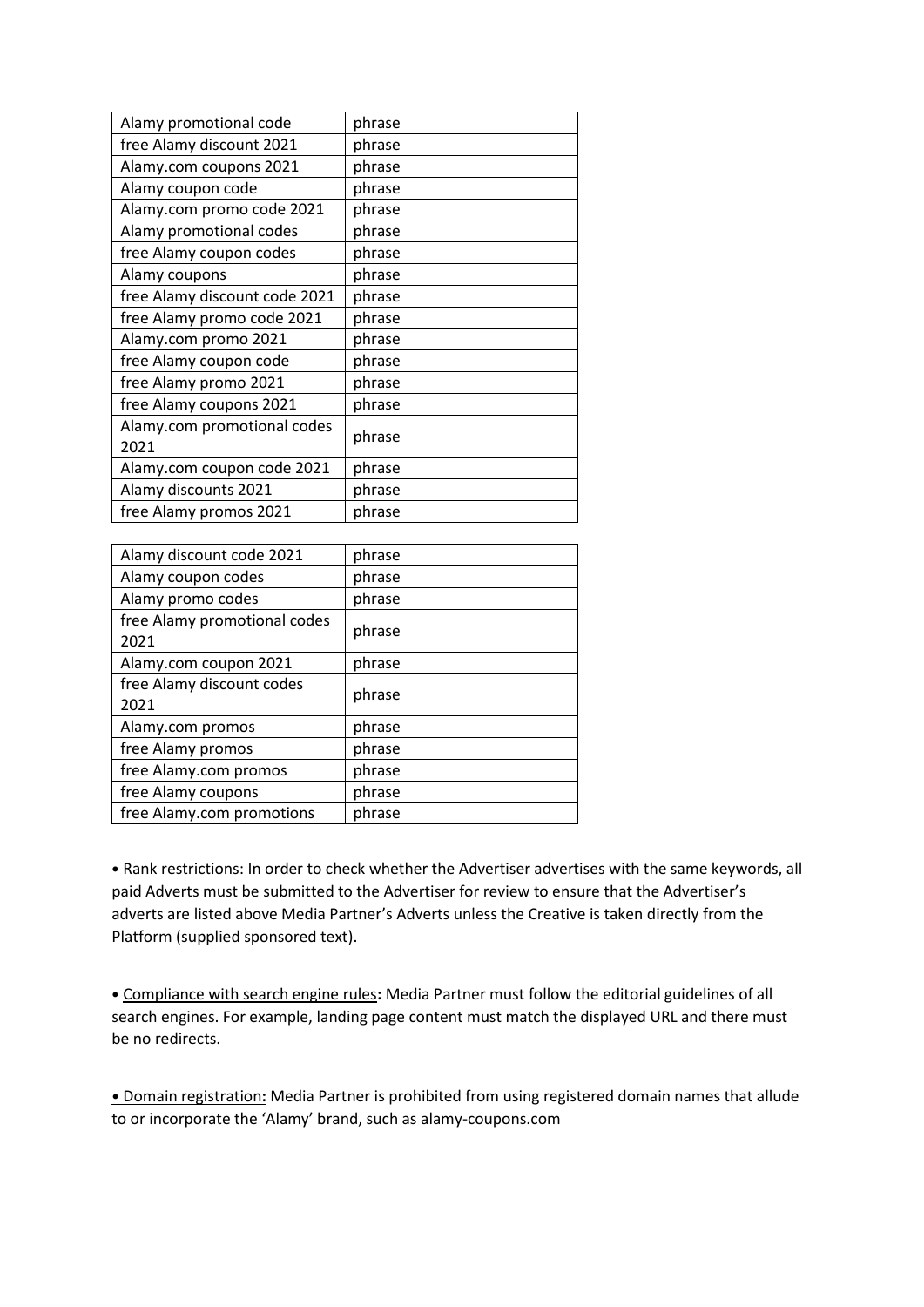| | |
|---|---|
| Alamy promotional code | phrase |
| free Alamy discount 2021 | phrase |
| Alamy.com coupons 2021 | phrase |
| Alamy coupon code | phrase |
| Alamy.com promo code 2021 | phrase |
| Alamy promotional codes | phrase |
| free Alamy coupon codes | phrase |
| Alamy coupons | phrase |
| free Alamy discount code 2021 | phrase |
| free Alamy promo code 2021 | phrase |
| Alamy.com promo 2021 | phrase |
| free Alamy coupon code | phrase |
| free Alamy promo 2021 | phrase |
| free Alamy coupons 2021 | phrase |
| Alamy.com promotional codes 2021 | phrase |
| Alamy.com coupon code 2021 | phrase |
| Alamy discounts 2021 | phrase |
| free Alamy promos 2021 | phrase |

| | |
|---|---|
| Alamy discount code 2021 | phrase |
| Alamy coupon codes | phrase |
| Alamy promo codes | phrase |
| free Alamy promotional codes 2021 | phrase |
| Alamy.com coupon 2021 | phrase |
| free Alamy discount codes 2021 | phrase |
| Alamy.com promos | phrase |
| free Alamy promos | phrase |
| free Alamy.com promos | phrase |
| free Alamy coupons | phrase |
| free Alamy.com promotions | phrase |

• Rank restrictions: In order to check whether the Advertiser advertises with the same keywords, all paid Adverts must be submitted to the Advertiser for review to ensure that the Advertiser's adverts are listed above Media Partner's Adverts unless the Creative is taken directly from the Platform (supplied sponsored text).

• Compliance with search engine rules**:** Media Partner must follow the editorial guidelines of all search engines. For example, landing page content must match the displayed URL and there must be no redirects.

• Domain registration**:** Media Partner is prohibited from using registered domain names that allude to or incorporate the 'Alamy' brand, such as alamy-coupons.com